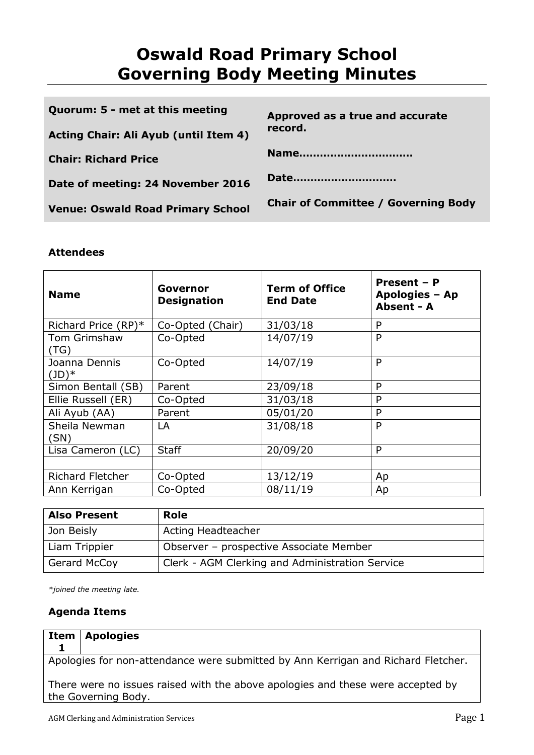# Oswald Road Primary School
# Governing Body Meeting Minutes

| | |
|---|---|
| **Quorum: 5 - met at this meeting** | **Approved as a true and accurate record.** |
| **Acting Chair: Ali Ayub (until Item 4)** | |
| **Chair: Richard Price** | **Name.................................** |
| **Date of meeting: 24 November 2016** | **Date..............................** |
| **Venue: Oswald Road Primary School** | **Chair of Committee / Governing Body** |

### Attendees

| Name | Governor Designation | Term of Office End Date | Present – P Apologies – Ap Absent - A |
|---|---|---|---|
| Richard Price (RP)* | Co-Opted (Chair) | 31/03/18 | P |
| Tom Grimshaw (TG) | Co-Opted | 14/07/19 | P |
| Joanna Dennis (JD)* | Co-Opted | 14/07/19 | P |
| Simon Bentall (SB) | Parent | 23/09/18 | P |
| Ellie Russell (ER) | Co-Opted | 31/03/18 | P |
| Ali Ayub (AA) | Parent | 05/01/20 | P |
| Sheila Newman (SN) | LA | 31/08/18 | P |
| Lisa Cameron (LC) | Staff | 20/09/20 | P |
| | | | |
| Richard Fletcher | Co-Opted | 13/12/19 | Ap |
| Ann Kerrigan | Co-Opted | 08/11/19 | Ap |

| Also Present | Role |
|---|---|
| Jon Beisly | Acting Headteacher |
| Liam Trippier | Observer – prospective Associate Member |
| Gerard McCoy | Clerk - AGM Clerking and Administration Service |

*\*joined the meeting late.*

### Agenda Items

| Item 1 | Apologies |
|---|---|

Apologies for non-attendance were submitted by Ann Kerrigan and Richard Fletcher.

There were no issues raised with the above apologies and these were accepted by the Governing Body.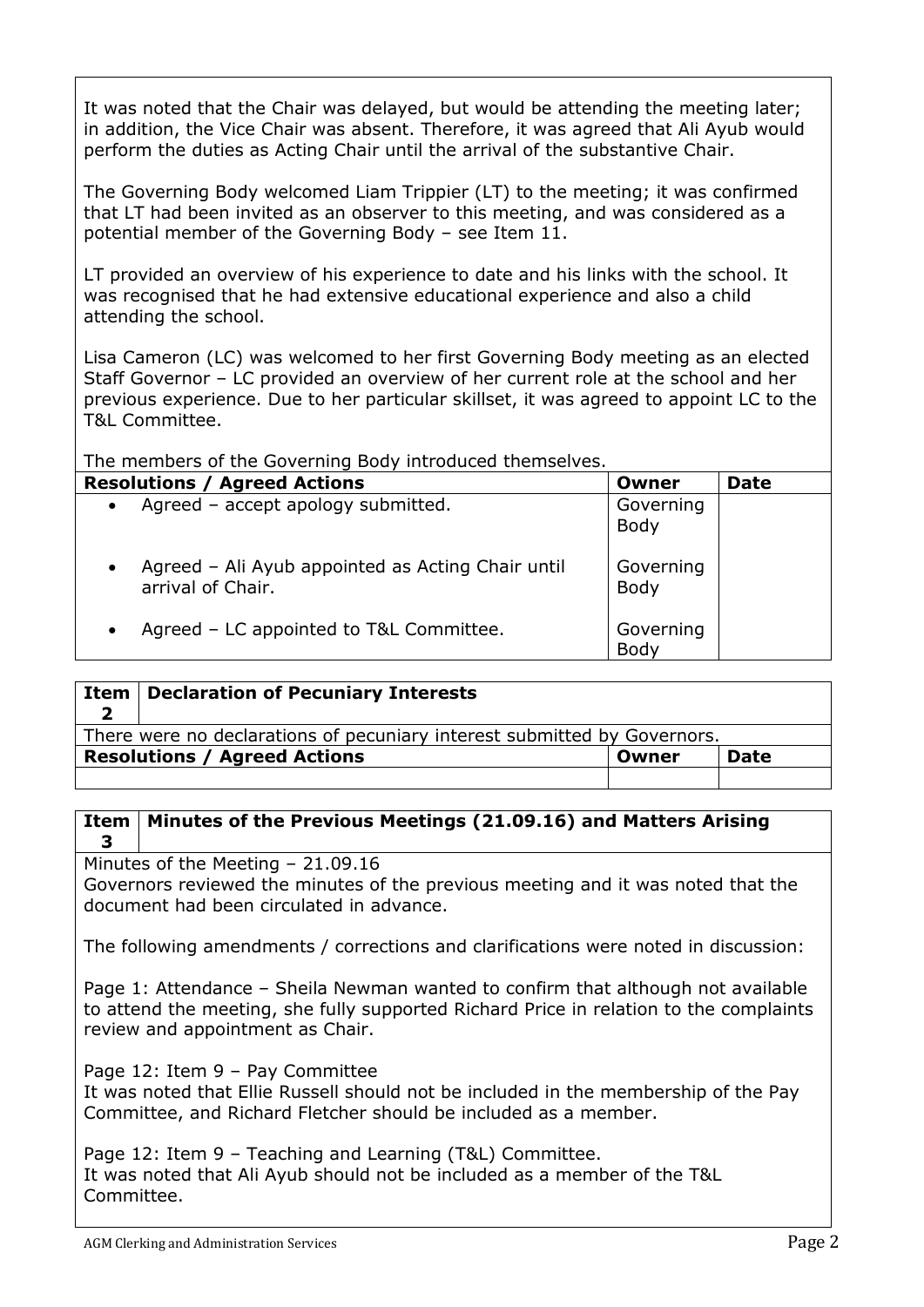It was noted that the Chair was delayed, but would be attending the meeting later; in addition, the Vice Chair was absent. Therefore, it was agreed that Ali Ayub would perform the duties as Acting Chair until the arrival of the substantive Chair.

The Governing Body welcomed Liam Trippier (LT) to the meeting; it was confirmed that LT had been invited as an observer to this meeting, and was considered as a potential member of the Governing Body – see Item 11.

LT provided an overview of his experience to date and his links with the school. It was recognised that he had extensive educational experience and also a child attending the school.

Lisa Cameron (LC) was welcomed to her first Governing Body meeting as an elected Staff Governor – LC provided an overview of her current role at the school and her previous experience. Due to her particular skillset, it was agreed to appoint LC to the T&L Committee.

The members of the Governing Body introduced themselves.

| Resolutions / Agreed Actions | Owner | Date |
|---|---|---|
| • Agreed – accept apology submitted. | Governing Body | |
| • Agreed – Ali Ayub appointed as Acting Chair until arrival of Chair. | Governing Body | |
| • Agreed – LC appointed to T&L Committee. | Governing Body | |

## Item 2 Declaration of Pecuniary Interests

There were no declarations of pecuniary interest submitted by Governors.

| Resolutions / Agreed Actions | Owner | Date |
|---|---|---|
| | | |

## Item 3 Minutes of the Previous Meetings (21.09.16) and Matters Arising

Minutes of the Meeting – 21.09.16

Governors reviewed the minutes of the previous meeting and it was noted that the document had been circulated in advance.

The following amendments / corrections and clarifications were noted in discussion:

Page 1: Attendance – Sheila Newman wanted to confirm that although not available to attend the meeting, she fully supported Richard Price in relation to the complaints review and appointment as Chair.

Page 12: Item 9 – Pay Committee

It was noted that Ellie Russell should not be included in the membership of the Pay Committee, and Richard Fletcher should be included as a member.

Page 12: Item 9 – Teaching and Learning (T&L) Committee.

It was noted that Ali Ayub should not be included as a member of the T&L Committee.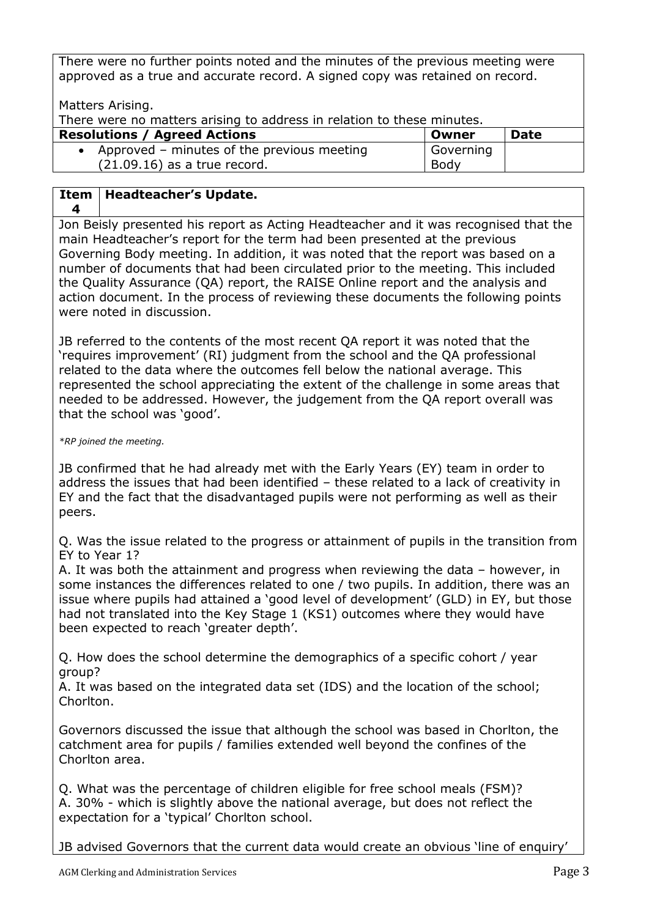There were no further points noted and the minutes of the previous meeting were approved as a true and accurate record. A signed copy was retained on record.

Matters Arising.

There were no matters arising to address in relation to these minutes.

| Resolutions / Agreed Actions | Owner | Date |
|---|---|---|
| • Approved – minutes of the previous meeting (21.09.16) as a true record. | Governing Body | |

| Item 4 | Headteacher's Update. |
|---|---|

Jon Beisly presented his report as Acting Headteacher and it was recognised that the main Headteacher's report for the term had been presented at the previous Governing Body meeting. In addition, it was noted that the report was based on a number of documents that had been circulated prior to the meeting. This included the Quality Assurance (QA) report, the RAISE Online report and the analysis and action document. In the process of reviewing these documents the following points were noted in discussion.

JB referred to the contents of the most recent QA report it was noted that the 'requires improvement' (RI) judgment from the school and the QA professional related to the data where the outcomes fell below the national average. This represented the school appreciating the extent of the challenge in some areas that needed to be addressed. However, the judgement from the QA report overall was that the school was 'good'.

*\*RP joined the meeting.*

JB confirmed that he had already met with the Early Years (EY) team in order to address the issues that had been identified – these related to a lack of creativity in EY and the fact that the disadvantaged pupils were not performing as well as their peers.

Q. Was the issue related to the progress or attainment of pupils in the transition from EY to Year 1?

A. It was both the attainment and progress when reviewing the data – however, in some instances the differences related to one / two pupils. In addition, there was an issue where pupils had attained a 'good level of development' (GLD) in EY, but those had not translated into the Key Stage 1 (KS1) outcomes where they would have been expected to reach 'greater depth'.

Q. How does the school determine the demographics of a specific cohort / year group?

A. It was based on the integrated data set (IDS) and the location of the school; Chorlton.

Governors discussed the issue that although the school was based in Chorlton, the catchment area for pupils / families extended well beyond the confines of the Chorlton area.

Q. What was the percentage of children eligible for free school meals (FSM)?

A. 30% - which is slightly above the national average, but does not reflect the expectation for a 'typical' Chorlton school.

JB advised Governors that the current data would create an obvious 'line of enquiry'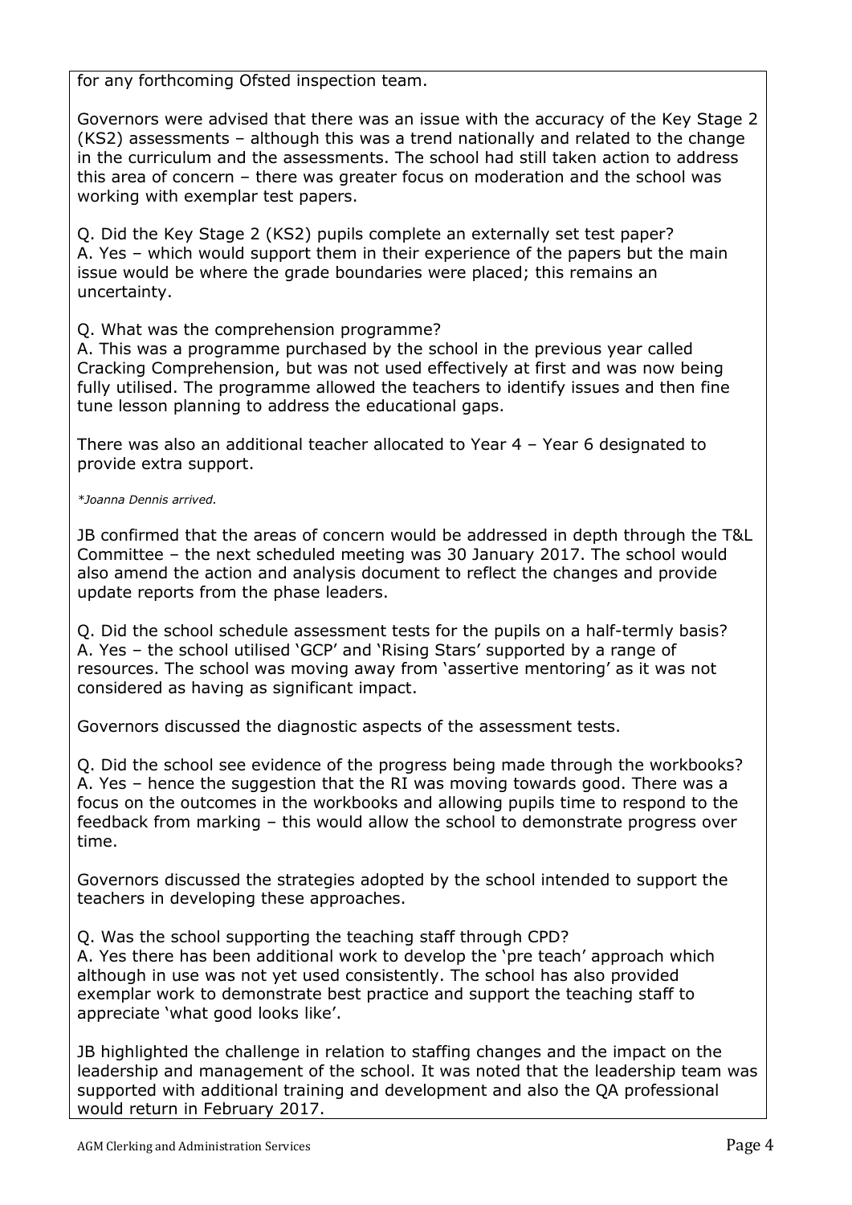for any forthcoming Ofsted inspection team.

Governors were advised that there was an issue with the accuracy of the Key Stage 2 (KS2) assessments – although this was a trend nationally and related to the change in the curriculum and the assessments. The school had still taken action to address this area of concern – there was greater focus on moderation and the school was working with exemplar test papers.

Q. Did the Key Stage 2 (KS2) pupils complete an externally set test paper?
A. Yes – which would support them in their experience of the papers but the main issue would be where the grade boundaries were placed; this remains an uncertainty.

Q. What was the comprehension programme?
A. This was a programme purchased by the school in the previous year called Cracking Comprehension, but was not used effectively at first and was now being fully utilised. The programme allowed the teachers to identify issues and then fine tune lesson planning to address the educational gaps.

There was also an additional teacher allocated to Year 4 – Year 6 designated to provide extra support.

*\*Joanna Dennis arrived.*

JB confirmed that the areas of concern would be addressed in depth through the T&L Committee – the next scheduled meeting was 30 January 2017. The school would also amend the action and analysis document to reflect the changes and provide update reports from the phase leaders.

Q. Did the school schedule assessment tests for the pupils on a half-termly basis?
A. Yes – the school utilised 'GCP' and 'Rising Stars' supported by a range of resources. The school was moving away from 'assertive mentoring' as it was not considered as having as significant impact.

Governors discussed the diagnostic aspects of the assessment tests.

Q. Did the school see evidence of the progress being made through the workbooks?
A. Yes – hence the suggestion that the RI was moving towards good. There was a focus on the outcomes in the workbooks and allowing pupils time to respond to the feedback from marking – this would allow the school to demonstrate progress over time.

Governors discussed the strategies adopted by the school intended to support the teachers in developing these approaches.

Q. Was the school supporting the teaching staff through CPD?
A. Yes there has been additional work to develop the 'pre teach' approach which although in use was not yet used consistently. The school has also provided exemplar work to demonstrate best practice and support the teaching staff to appreciate 'what good looks like'.

JB highlighted the challenge in relation to staffing changes and the impact on the leadership and management of the school. It was noted that the leadership team was supported with additional training and development and also the QA professional would return in February 2017.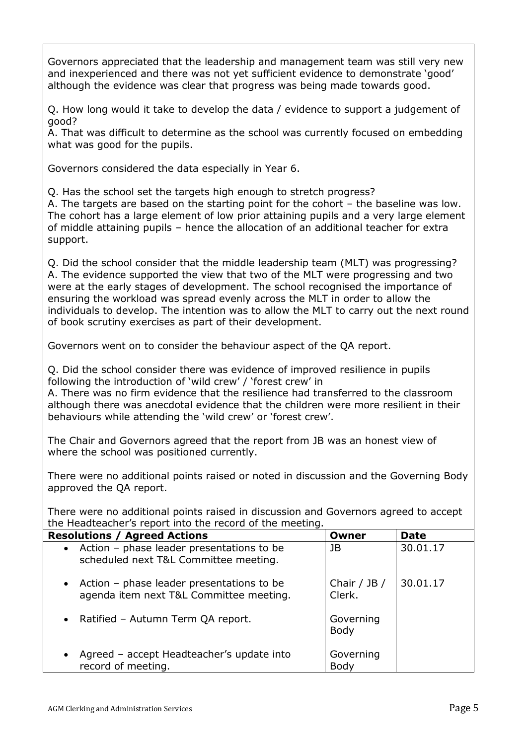Governors appreciated that the leadership and management team was still very new and inexperienced and there was not yet sufficient evidence to demonstrate 'good' although the evidence was clear that progress was being made towards good.

Q. How long would it take to develop the data / evidence to support a judgement of good?
A. That was difficult to determine as the school was currently focused on embedding what was good for the pupils.

Governors considered the data especially in Year 6.

Q. Has the school set the targets high enough to stretch progress?
A. The targets are based on the starting point for the cohort – the baseline was low. The cohort has a large element of low prior attaining pupils and a very large element of middle attaining pupils – hence the allocation of an additional teacher for extra support.

Q. Did the school consider that the middle leadership team (MLT) was progressing?
A. The evidence supported the view that two of the MLT were progressing and two were at the early stages of development. The school recognised the importance of ensuring the workload was spread evenly across the MLT in order to allow the individuals to develop. The intention was to allow the MLT to carry out the next round of book scrutiny exercises as part of their development.

Governors went on to consider the behaviour aspect of the QA report.

Q. Did the school consider there was evidence of improved resilience in pupils following the introduction of 'wild crew' / 'forest crew' in
A. There was no firm evidence that the resilience had transferred to the classroom although there was anecdotal evidence that the children were more resilient in their behaviours while attending the 'wild crew' or 'forest crew'.

The Chair and Governors agreed that the report from JB was an honest view of where the school was positioned currently.

There were no additional points raised or noted in discussion and the Governing Body approved the QA report.

There were no additional points raised in discussion and Governors agreed to accept the Headteacher's report into the record of the meeting.

| Resolutions / Agreed Actions | Owner | Date |
|---|---|---|
| • Action – phase leader presentations to be scheduled next T&L Committee meeting. | JB | 30.01.17 |
| • Action – phase leader presentations to be agenda item next T&L Committee meeting. | Chair / JB / Clerk. | 30.01.17 |
| • Ratified – Autumn Term QA report. | Governing Body | |
| • Agreed – accept Headteacher's update into record of meeting. | Governing Body | |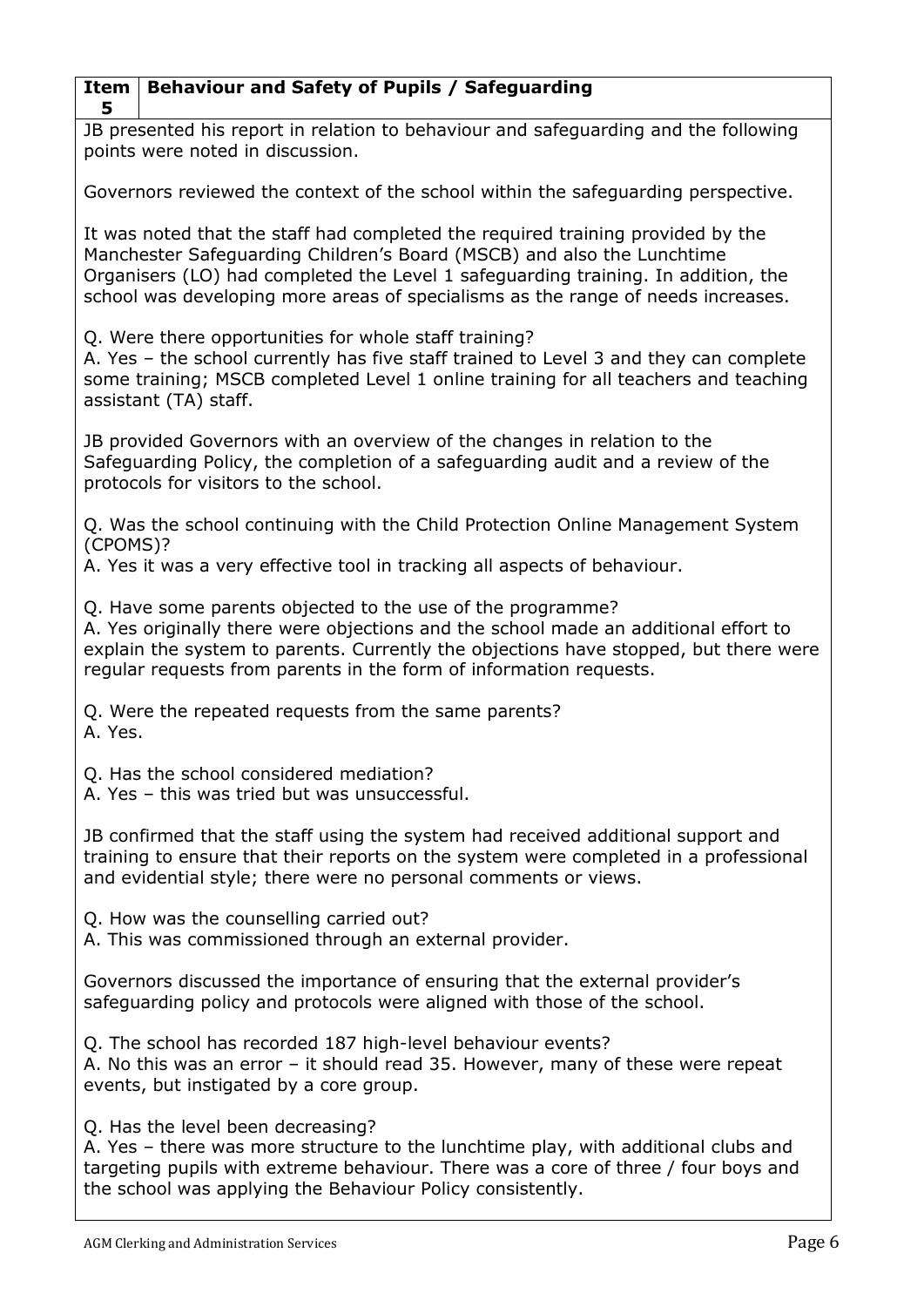| Item 5 | Behaviour and Safety of Pupils / Safeguarding |
|---|---|

JB presented his report in relation to behaviour and safeguarding and the following points were noted in discussion.

Governors reviewed the context of the school within the safeguarding perspective.

It was noted that the staff had completed the required training provided by the Manchester Safeguarding Children's Board (MSCB) and also the Lunchtime Organisers (LO) had completed the Level 1 safeguarding training. In addition, the school was developing more areas of specialisms as the range of needs increases.

Q. Were there opportunities for whole staff training?
A. Yes – the school currently has five staff trained to Level 3 and they can complete some training; MSCB completed Level 1 online training for all teachers and teaching assistant (TA) staff.

JB provided Governors with an overview of the changes in relation to the Safeguarding Policy, the completion of a safeguarding audit and a review of the protocols for visitors to the school.

Q. Was the school continuing with the Child Protection Online Management System (CPOMS)?
A. Yes it was a very effective tool in tracking all aspects of behaviour.

Q. Have some parents objected to the use of the programme?
A. Yes originally there were objections and the school made an additional effort to explain the system to parents. Currently the objections have stopped, but there were regular requests from parents in the form of information requests.

Q. Were the repeated requests from the same parents?
A. Yes.

Q. Has the school considered mediation?
A. Yes – this was tried but was unsuccessful.

JB confirmed that the staff using the system had received additional support and training to ensure that their reports on the system were completed in a professional and evidential style; there were no personal comments or views.

Q. How was the counselling carried out?
A. This was commissioned through an external provider.

Governors discussed the importance of ensuring that the external provider's safeguarding policy and protocols were aligned with those of the school.

Q. The school has recorded 187 high-level behaviour events?
A. No this was an error – it should read 35. However, many of these were repeat events, but instigated by a core group.

Q. Has the level been decreasing?
A. Yes – there was more structure to the lunchtime play, with additional clubs and targeting pupils with extreme behaviour. There was a core of three / four boys and the school was applying the Behaviour Policy consistently.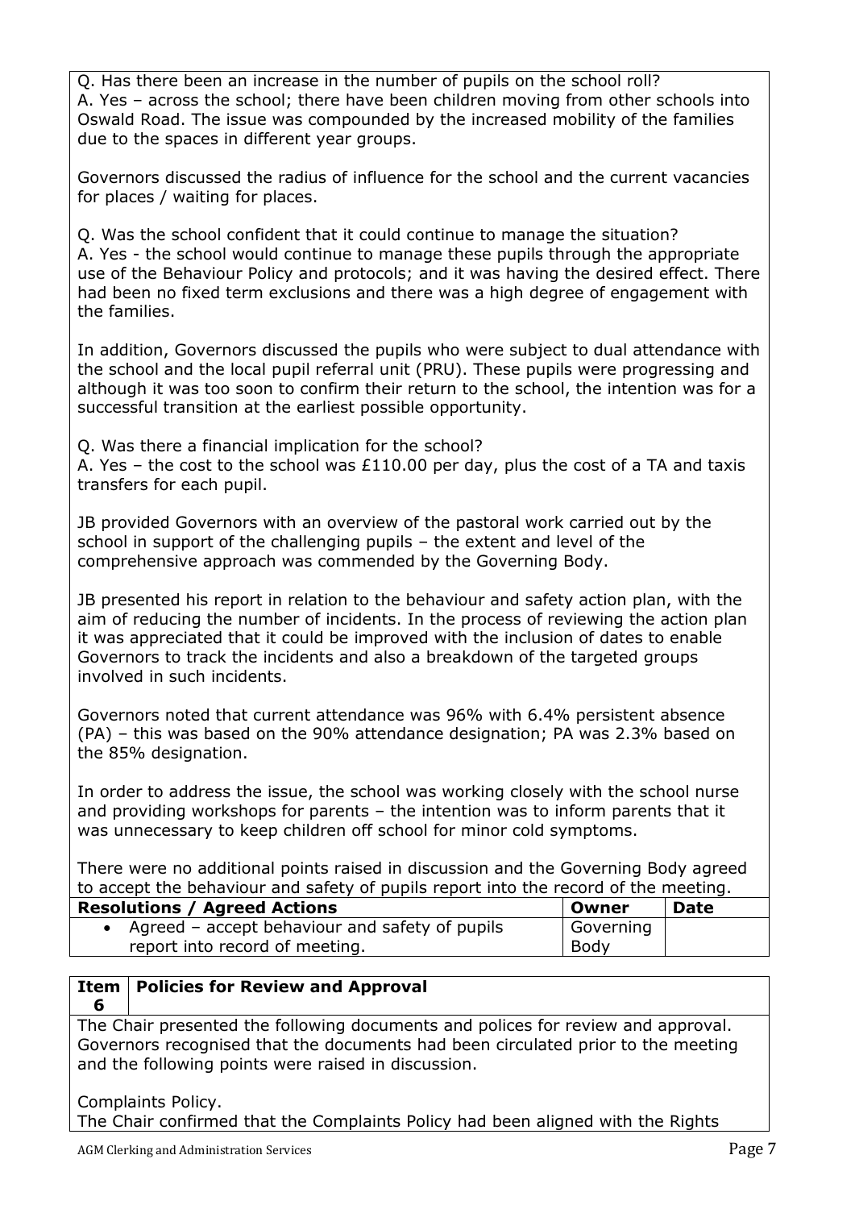Q. Has there been an increase in the number of pupils on the school roll?
A. Yes – across the school; there have been children moving from other schools into Oswald Road. The issue was compounded by the increased mobility of the families due to the spaces in different year groups.

Governors discussed the radius of influence for the school and the current vacancies for places / waiting for places.

Q. Was the school confident that it could continue to manage the situation?
A. Yes - the school would continue to manage these pupils through the appropriate use of the Behaviour Policy and protocols; and it was having the desired effect. There had been no fixed term exclusions and there was a high degree of engagement with the families.

In addition, Governors discussed the pupils who were subject to dual attendance with the school and the local pupil referral unit (PRU). These pupils were progressing and although it was too soon to confirm their return to the school, the intention was for a successful transition at the earliest possible opportunity.

Q. Was there a financial implication for the school?
A. Yes – the cost to the school was £110.00 per day, plus the cost of a TA and taxis transfers for each pupil.

JB provided Governors with an overview of the pastoral work carried out by the school in support of the challenging pupils – the extent and level of the comprehensive approach was commended by the Governing Body.

JB presented his report in relation to the behaviour and safety action plan, with the aim of reducing the number of incidents. In the process of reviewing the action plan it was appreciated that it could be improved with the inclusion of dates to enable Governors to track the incidents and also a breakdown of the targeted groups involved in such incidents.

Governors noted that current attendance was 96% with 6.4% persistent absence (PA) – this was based on the 90% attendance designation; PA was 2.3% based on the 85% designation.

In order to address the issue, the school was working closely with the school nurse and providing workshops for parents – the intention was to inform parents that it was unnecessary to keep children off school for minor cold symptoms.

There were no additional points raised in discussion and the Governing Body agreed to accept the behaviour and safety of pupils report into the record of the meeting.

| Resolutions / Agreed Actions | Owner | Date |
|---|---|---|
| • Agreed – accept behaviour and safety of pupils report into record of meeting. | Governing Body | |

| Item 6 | Policies for Review and Approval |
|---|---|

The Chair presented the following documents and polices for review and approval. Governors recognised that the documents had been circulated prior to the meeting and the following points were raised in discussion.

Complaints Policy.
The Chair confirmed that the Complaints Policy had been aligned with the Rights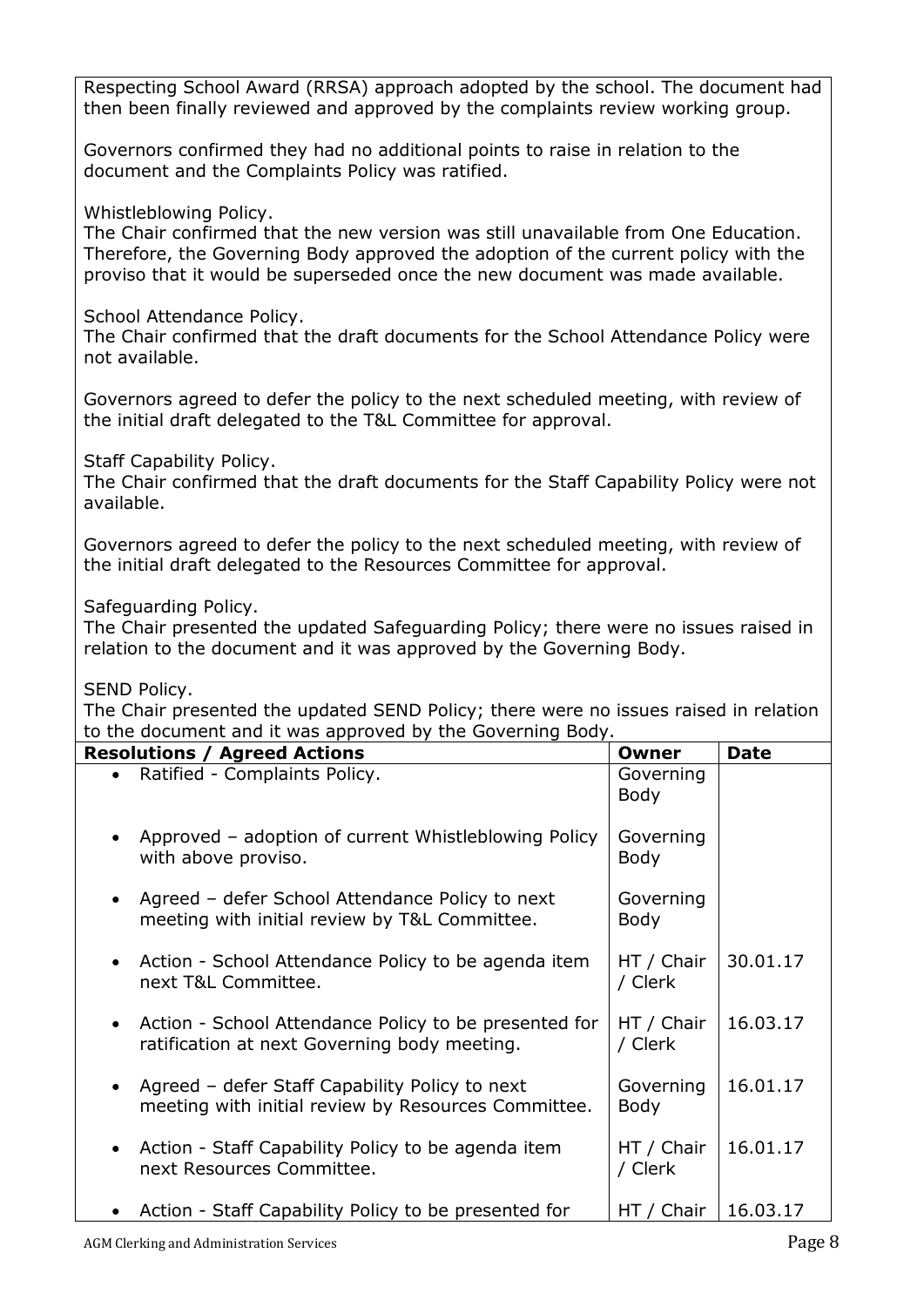Respecting School Award (RRSA) approach adopted by the school. The document had then been finally reviewed and approved by the complaints review working group.

Governors confirmed they had no additional points to raise in relation to the document and the Complaints Policy was ratified.

Whistleblowing Policy.
The Chair confirmed that the new version was still unavailable from One Education. Therefore, the Governing Body approved the adoption of the current policy with the proviso that it would be superseded once the new document was made available.

School Attendance Policy.
The Chair confirmed that the draft documents for the School Attendance Policy were not available.

Governors agreed to defer the policy to the next scheduled meeting, with review of the initial draft delegated to the T&L Committee for approval.

Staff Capability Policy.
The Chair confirmed that the draft documents for the Staff Capability Policy were not available.

Governors agreed to defer the policy to the next scheduled meeting, with review of the initial draft delegated to the Resources Committee for approval.

Safeguarding Policy.
The Chair presented the updated Safeguarding Policy; there were no issues raised in relation to the document and it was approved by the Governing Body.

SEND Policy.
The Chair presented the updated SEND Policy; there were no issues raised in relation to the document and it was approved by the Governing Body.

| Resolutions / Agreed Actions | Owner | Date |
|---|---|---|
| • Ratified - Complaints Policy. | Governing Body | |
| • Approved – adoption of current Whistleblowing Policy with above proviso. | Governing Body | |
| • Agreed – defer School Attendance Policy to next meeting with initial review by T&L Committee. | Governing Body | |
| • Action - School Attendance Policy to be agenda item next T&L Committee. | HT / Chair / Clerk | 30.01.17 |
| • Action - School Attendance Policy to be presented for ratification at next Governing body meeting. | HT / Chair / Clerk | 16.03.17 |
| • Agreed – defer Staff Capability Policy to next meeting with initial review by Resources Committee. | Governing Body | 16.01.17 |
| • Action - Staff Capability Policy to be agenda item next Resources Committee. | HT / Chair / Clerk | 16.01.17 |
| • Action - Staff Capability Policy to be presented for | HT / Chair | 16.03.17 |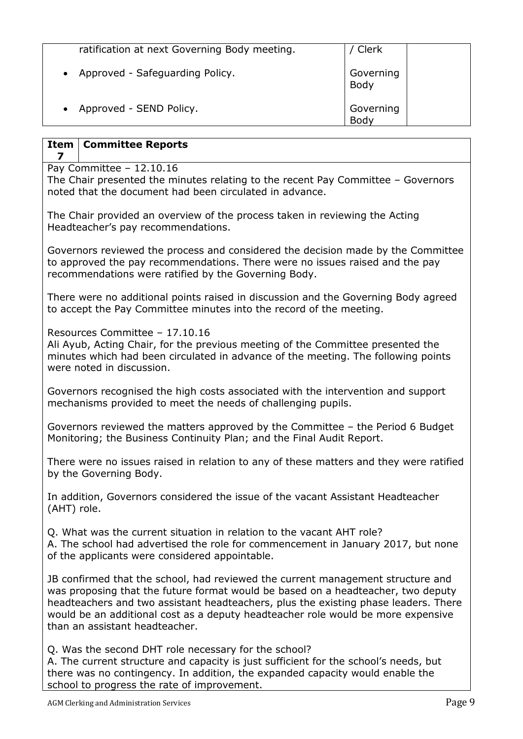| | | |
|---|---|---|
| ratification at next Governing Body meeting. | / Clerk | |
| • Approved - Safeguarding Policy. | Governing Body | |
| • Approved - SEND Policy. | Governing Body | |

| Item 7 | Committee Reports |
|---|---|

Pay Committee – 12.10.16
The Chair presented the minutes relating to the recent Pay Committee – Governors noted that the document had been circulated in advance.

The Chair provided an overview of the process taken in reviewing the Acting Headteacher's pay recommendations.

Governors reviewed the process and considered the decision made by the Committee to approved the pay recommendations. There were no issues raised and the pay recommendations were ratified by the Governing Body.

There were no additional points raised in discussion and the Governing Body agreed to accept the Pay Committee minutes into the record of the meeting.

Resources Committee – 17.10.16
Ali Ayub, Acting Chair, for the previous meeting of the Committee presented the minutes which had been circulated in advance of the meeting. The following points were noted in discussion.

Governors recognised the high costs associated with the intervention and support mechanisms provided to meet the needs of challenging pupils.

Governors reviewed the matters approved by the Committee – the Period 6 Budget Monitoring; the Business Continuity Plan; and the Final Audit Report.

There were no issues raised in relation to any of these matters and they were ratified by the Governing Body.

In addition, Governors considered the issue of the vacant Assistant Headteacher (AHT) role.

Q. What was the current situation in relation to the vacant AHT role?
A. The school had advertised the role for commencement in January 2017, but none of the applicants were considered appointable.

JB confirmed that the school, had reviewed the current management structure and was proposing that the future format would be based on a headteacher, two deputy headteachers and two assistant headteachers, plus the existing phase leaders. There would be an additional cost as a deputy headteacher role would be more expensive than an assistant headteacher.

Q. Was the second DHT role necessary for the school?
A. The current structure and capacity is just sufficient for the school's needs, but there was no contingency. In addition, the expanded capacity would enable the school to progress the rate of improvement.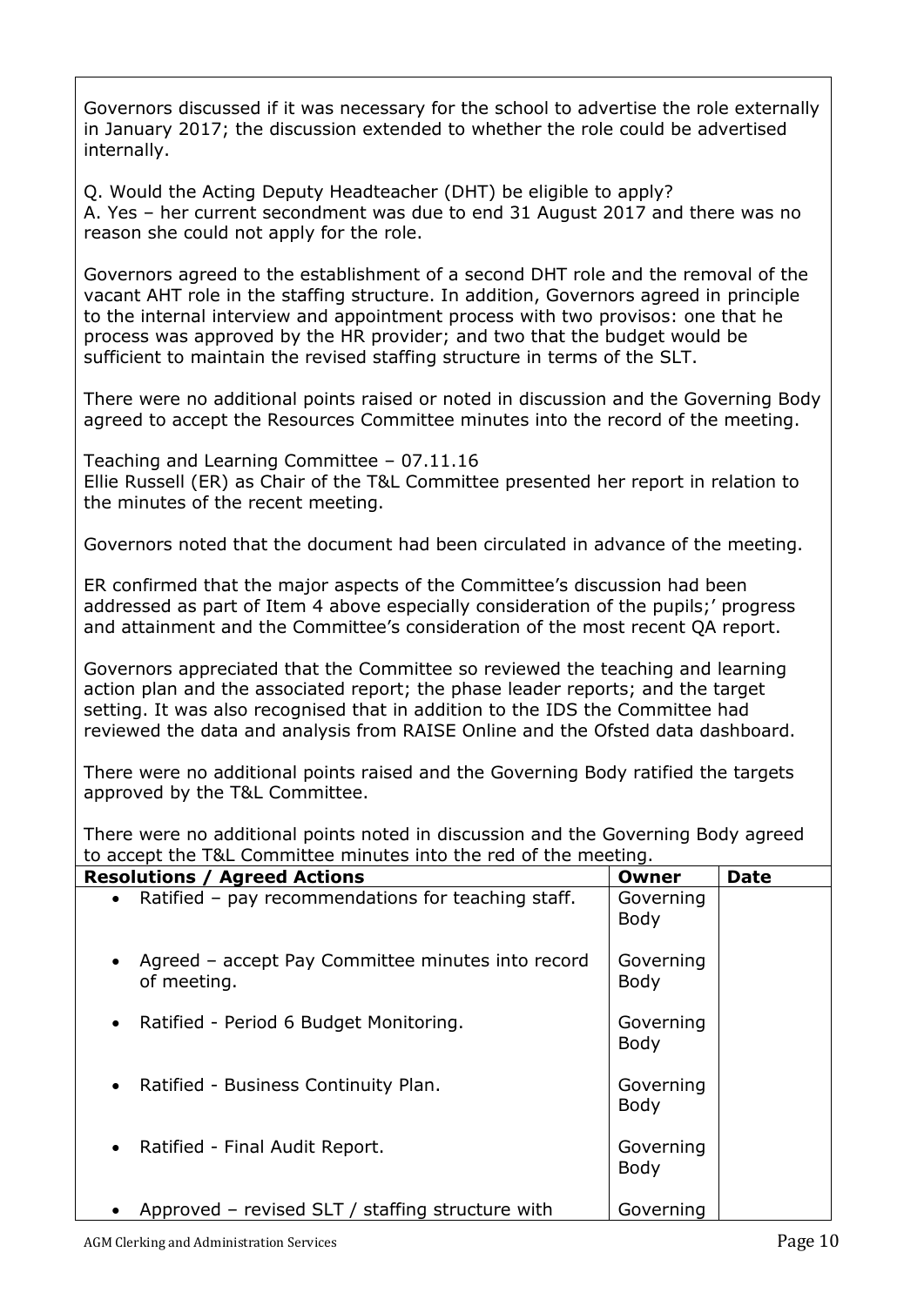Governors discussed if it was necessary for the school to advertise the role externally in January 2017; the discussion extended to whether the role could be advertised internally.

Q. Would the Acting Deputy Headteacher (DHT) be eligible to apply?
A. Yes – her current secondment was due to end 31 August 2017 and there was no reason she could not apply for the role.

Governors agreed to the establishment of a second DHT role and the removal of the vacant AHT role in the staffing structure. In addition, Governors agreed in principle to the internal interview and appointment process with two provisos: one that he process was approved by the HR provider; and two that the budget would be sufficient to maintain the revised staffing structure in terms of the SLT.

There were no additional points raised or noted in discussion and the Governing Body agreed to accept the Resources Committee minutes into the record of the meeting.

Teaching and Learning Committee – 07.11.16
Ellie Russell (ER) as Chair of the T&L Committee presented her report in relation to the minutes of the recent meeting.

Governors noted that the document had been circulated in advance of the meeting.

ER confirmed that the major aspects of the Committee's discussion had been addressed as part of Item 4 above especially consideration of the pupils;' progress and attainment and the Committee's consideration of the most recent QA report.

Governors appreciated that the Committee so reviewed the teaching and learning action plan and the associated report; the phase leader reports; and the target setting. It was also recognised that in addition to the IDS the Committee had reviewed the data and analysis from RAISE Online and the Ofsted data dashboard.

There were no additional points raised and the Governing Body ratified the targets approved by the T&L Committee.

There were no additional points noted in discussion and the Governing Body agreed to accept the T&L Committee minutes into the red of the meeting.

| Resolutions / Agreed Actions | Owner | Date |
|---|---|---|
| • Ratified – pay recommendations for teaching staff. | Governing Body | |
| • Agreed – accept Pay Committee minutes into record of meeting. | Governing Body | |
| • Ratified - Period 6 Budget Monitoring. | Governing Body | |
| • Ratified - Business Continuity Plan. | Governing Body | |
| • Ratified - Final Audit Report. | Governing Body | |
| • Approved – revised SLT / staffing structure with | Governing | |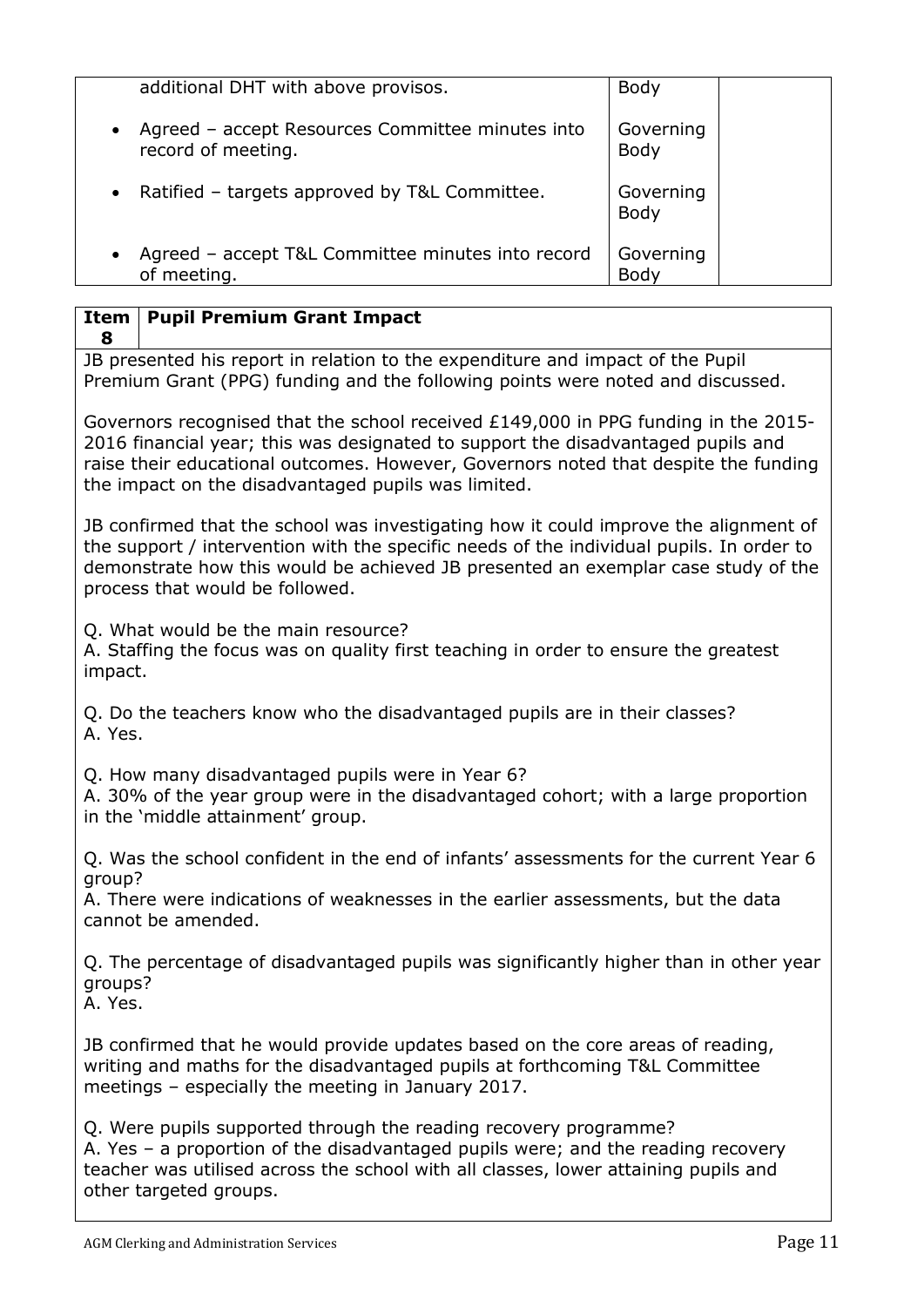| | | |
|---|---|---|
| additional DHT with above provisos. | Body | |
| • Agreed – accept Resources Committee minutes into record of meeting. | Governing Body | |
| • Ratified – targets approved by T&L Committee. | Governing Body | |
| • Agreed – accept T&L Committee minutes into record of meeting. | Governing Body | |

| Item 8 | Pupil Premium Grant Impact |
|---|---|

JB presented his report in relation to the expenditure and impact of the Pupil Premium Grant (PPG) funding and the following points were noted and discussed.

Governors recognised that the school received £149,000 in PPG funding in the 2015-2016 financial year; this was designated to support the disadvantaged pupils and raise their educational outcomes. However, Governors noted that despite the funding the impact on the disadvantaged pupils was limited.

JB confirmed that the school was investigating how it could improve the alignment of the support / intervention with the specific needs of the individual pupils. In order to demonstrate how this would be achieved JB presented an exemplar case study of the process that would be followed.

Q. What would be the main resource?
A. Staffing the focus was on quality first teaching in order to ensure the greatest impact.

Q. Do the teachers know who the disadvantaged pupils are in their classes?
A. Yes.

Q. How many disadvantaged pupils were in Year 6?
A. 30% of the year group were in the disadvantaged cohort; with a large proportion in the 'middle attainment' group.

Q. Was the school confident in the end of infants' assessments for the current Year 6 group?
A. There were indications of weaknesses in the earlier assessments, but the data cannot be amended.

Q. The percentage of disadvantaged pupils was significantly higher than in other year groups?
A. Yes.

JB confirmed that he would provide updates based on the core areas of reading, writing and maths for the disadvantaged pupils at forthcoming T&L Committee meetings – especially the meeting in January 2017.

Q. Were pupils supported through the reading recovery programme?
A. Yes – a proportion of the disadvantaged pupils were; and the reading recovery teacher was utilised across the school with all classes, lower attaining pupils and other targeted groups.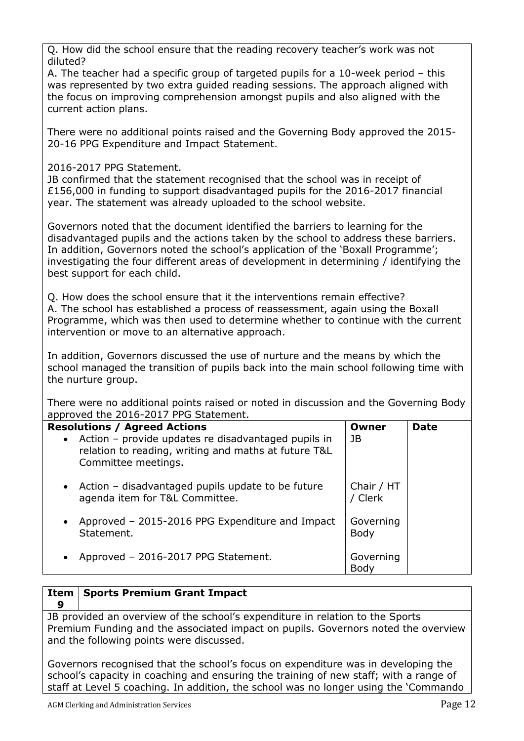Q. How did the school ensure that the reading recovery teacher's work was not diluted?
A. The teacher had a specific group of targeted pupils for a 10-week period – this was represented by two extra guided reading sessions. The approach aligned with the focus on improving comprehension amongst pupils and also aligned with the current action plans.

There were no additional points raised and the Governing Body approved the 2015-20-16 PPG Expenditure and Impact Statement.

2016-2017 PPG Statement.
JB confirmed that the statement recognised that the school was in receipt of £156,000 in funding to support disadvantaged pupils for the 2016-2017 financial year. The statement was already uploaded to the school website.

Governors noted that the document identified the barriers to learning for the disadvantaged pupils and the actions taken by the school to address these barriers. In addition, Governors noted the school's application of the 'Boxall Programme'; investigating the four different areas of development in determining / identifying the best support for each child.

Q. How does the school ensure that it the interventions remain effective?
A. The school has established a process of reassessment, again using the Boxall Programme, which was then used to determine whether to continue with the current intervention or move to an alternative approach.

In addition, Governors discussed the use of nurture and the means by which the school managed the transition of pupils back into the main school following time with the nurture group.

There were no additional points raised or noted in discussion and the Governing Body approved the 2016-2017 PPG Statement.

| Resolutions / Agreed Actions | Owner | Date |
|---|---|---|
| • Action – provide updates re disadvantaged pupils in relation to reading, writing and maths at future T&L Committee meetings. | JB | |
| • Action – disadvantaged pupils update to be future agenda item for T&L Committee. | Chair / HT / Clerk | |
| • Approved – 2015-2016 PPG Expenditure and Impact Statement. | Governing Body | |
| • Approved – 2016-2017 PPG Statement. | Governing Body | |

| Item 9 | Sports Premium Grant Impact |
|---|---|

JB provided an overview of the school's expenditure in relation to the Sports Premium Funding and the associated impact on pupils. Governors noted the overview and the following points were discussed.

Governors recognised that the school's focus on expenditure was in developing the school's capacity in coaching and ensuring the training of new staff; with a range of staff at Level 5 coaching. In addition, the school was no longer using the 'Commando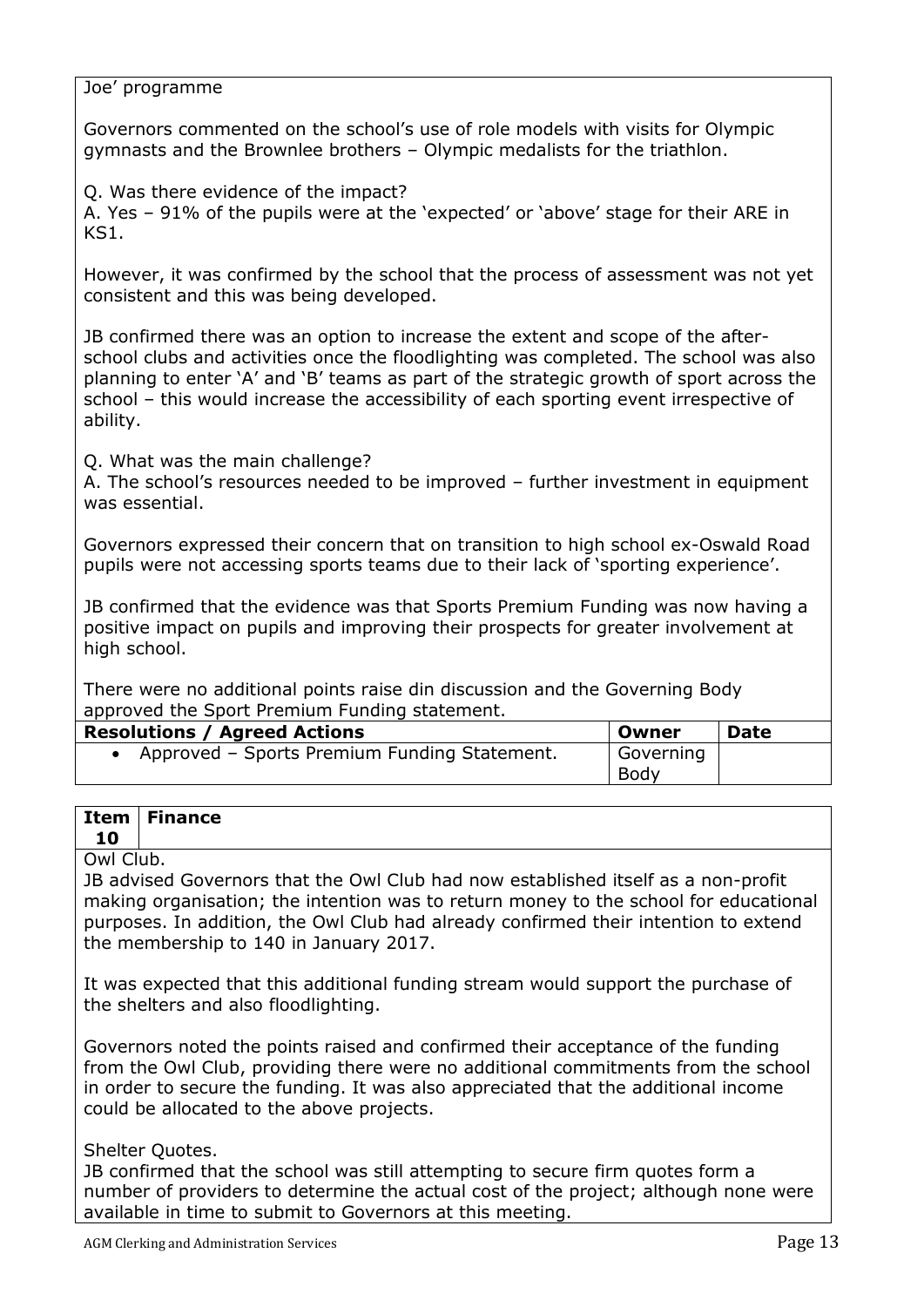Joe' programme

Governors commented on the school's use of role models with visits for Olympic gymnasts and the Brownlee brothers – Olympic medalists for the triathlon.

Q. Was there evidence of the impact?
A. Yes – 91% of the pupils were at the 'expected' or 'above' stage for their ARE in KS1.

However, it was confirmed by the school that the process of assessment was not yet consistent and this was being developed.

JB confirmed there was an option to increase the extent and scope of the after-school clubs and activities once the floodlighting was completed. The school was also planning to enter 'A' and 'B' teams as part of the strategic growth of sport across the school – this would increase the accessibility of each sporting event irrespective of ability.

Q. What was the main challenge?
A. The school's resources needed to be improved – further investment in equipment was essential.

Governors expressed their concern that on transition to high school ex-Oswald Road pupils were not accessing sports teams due to their lack of 'sporting experience'.

JB confirmed that the evidence was that Sports Premium Funding was now having a positive impact on pupils and improving their prospects for greater involvement at high school.

There were no additional points raise din discussion and the Governing Body approved the Sport Premium Funding statement.

| Resolutions / Agreed Actions | Owner | Date |
|---|---|---|
| • Approved – Sports Premium Funding Statement. | Governing Body | |

| Item 10 | Finance |
|---|---|

Owl Club.
JB advised Governors that the Owl Club had now established itself as a non-profit making organisation; the intention was to return money to the school for educational purposes. In addition, the Owl Club had already confirmed their intention to extend the membership to 140 in January 2017.

It was expected that this additional funding stream would support the purchase of the shelters and also floodlighting.

Governors noted the points raised and confirmed their acceptance of the funding from the Owl Club, providing there were no additional commitments from the school in order to secure the funding. It was also appreciated that the additional income could be allocated to the above projects.

Shelter Quotes.
JB confirmed that the school was still attempting to secure firm quotes form a number of providers to determine the actual cost of the project; although none were available in time to submit to Governors at this meeting.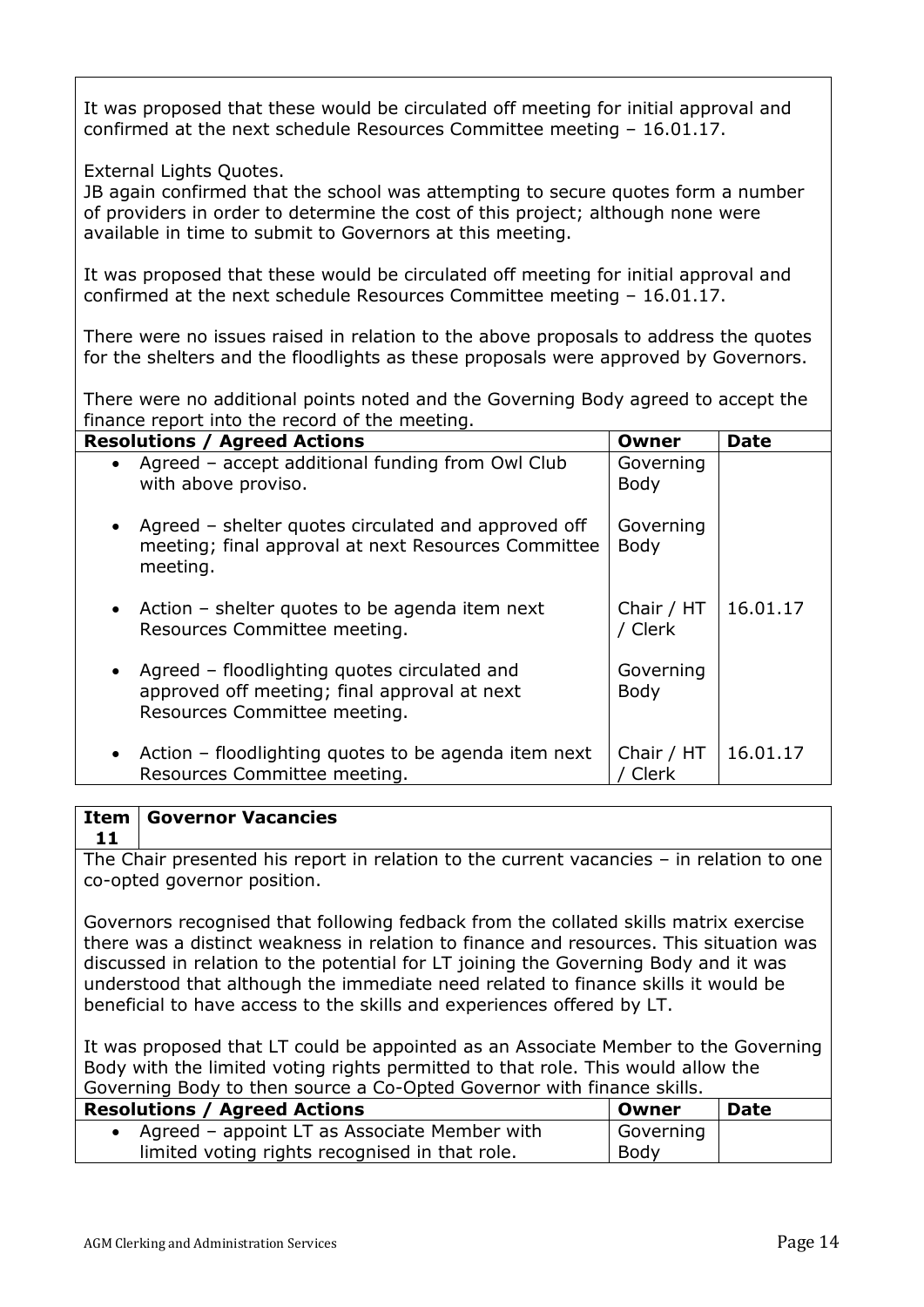It was proposed that these would be circulated off meeting for initial approval and confirmed at the next schedule Resources Committee meeting – 16.01.17.

External Lights Quotes.
JB again confirmed that the school was attempting to secure quotes form a number of providers in order to determine the cost of this project; although none were available in time to submit to Governors at this meeting.

It was proposed that these would be circulated off meeting for initial approval and confirmed at the next schedule Resources Committee meeting – 16.01.17.

There were no issues raised in relation to the above proposals to address the quotes for the shelters and the floodlights as these proposals were approved by Governors.

There were no additional points noted and the Governing Body agreed to accept the finance report into the record of the meeting.

| Resolutions / Agreed Actions | Owner | Date |
|---|---|---|
| • Agreed – accept additional funding from Owl Club with above proviso. | Governing Body | |
| • Agreed – shelter quotes circulated and approved off meeting; final approval at next Resources Committee meeting. | Governing Body | |
| • Action – shelter quotes to be agenda item next Resources Committee meeting. | Chair / HT / Clerk | 16.01.17 |
| • Agreed – floodlighting quotes circulated and approved off meeting; final approval at next Resources Committee meeting. | Governing Body | |
| • Action – floodlighting quotes to be agenda item next Resources Committee meeting. | Chair / HT / Clerk | 16.01.17 |

| Item 11 | Governor Vacancies |
|---|---|

The Chair presented his report in relation to the current vacancies – in relation to one co-opted governor position.

Governors recognised that following fedback from the collated skills matrix exercise there was a distinct weakness in relation to finance and resources. This situation was discussed in relation to the potential for LT joining the Governing Body and it was understood that although the immediate need related to finance skills it would be beneficial to have access to the skills and experiences offered by LT.

It was proposed that LT could be appointed as an Associate Member to the Governing Body with the limited voting rights permitted to that role. This would allow the Governing Body to then source a Co-Opted Governor with finance skills.

| Resolutions / Agreed Actions | Owner | Date |
|---|---|---|
| • Agreed – appoint LT as Associate Member with limited voting rights recognised in that role. | Governing Body | |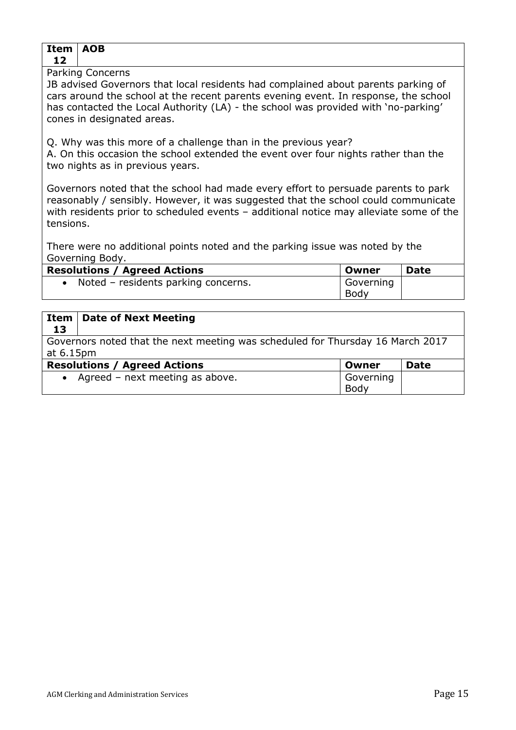| Item 12 | AOB |
|---|---|

Parking Concerns

JB advised Governors that local residents had complained about parents parking of cars around the school at the recent parents evening event. In response, the school has contacted the Local Authority (LA) - the school was provided with 'no-parking' cones in designated areas.

Q. Why was this more of a challenge than in the previous year?
A. On this occasion the school extended the event over four nights rather than the two nights as in previous years.

Governors noted that the school had made every effort to persuade parents to park reasonably / sensibly. However, it was suggested that the school could communicate with residents prior to scheduled events – additional notice may alleviate some of the tensions.

There were no additional points noted and the parking issue was noted by the Governing Body.

| Resolutions / Agreed Actions | Owner | Date |
|---|---|---|
| • Noted – residents parking concerns. | Governing Body | |

| Item 13 | Date of Next Meeting |
|---|---|

Governors noted that the next meeting was scheduled for Thursday 16 March 2017 at 6.15pm

| Resolutions / Agreed Actions | Owner | Date |
|---|---|---|
| • Agreed – next meeting as above. | Governing Body | |